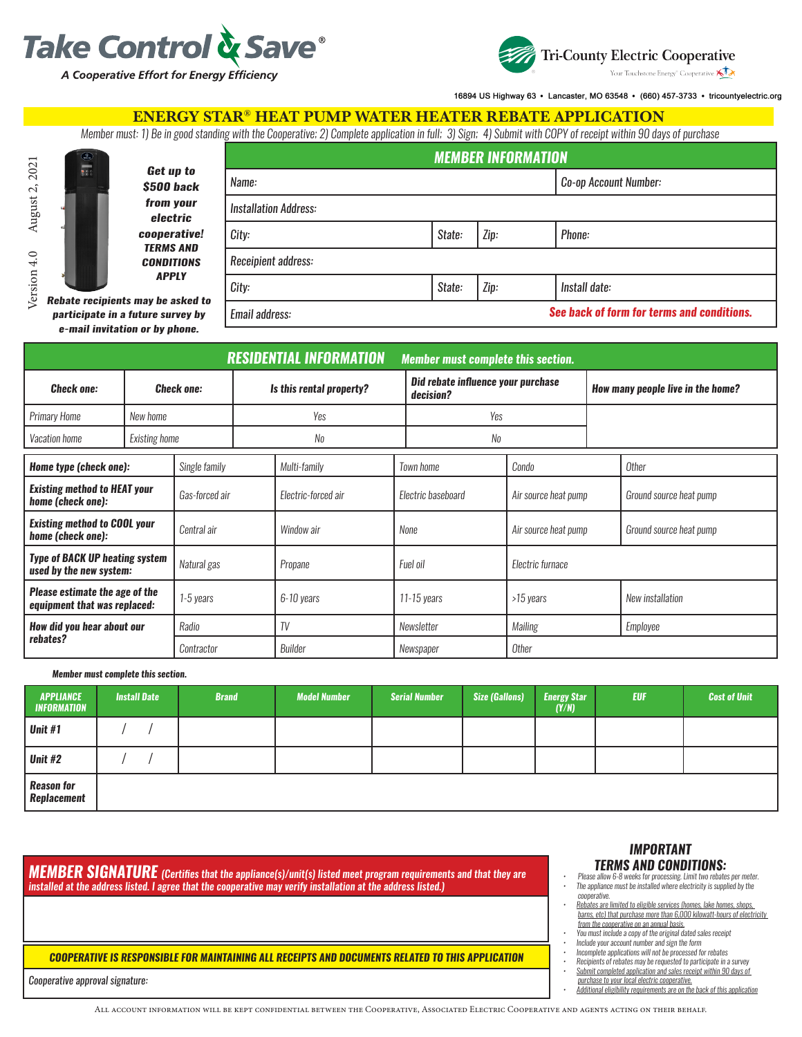# Take Control & Save®

*A Cooperative Effort for Energy Efficiency*

**Tri-County Electric Cooperative**

Your Touchstone Energy® Cooperative

16894 US Highway 63 • Lancaster, MO 63548 • (660) 457-3733 • tricountyelectric.org

## ENERGY STAR® HEAT PUMP WATER HEATER REBATE APPLICATION

*Member must: 1) Be in good standing with the Cooperative; 2) Complete application in full; 3) Sign; 4) Submit with COPY of receipt within 90 days of purchase*

Version 4.0 August 2, 2021

***Get up to $500 back from your electric cooperative! TERMS AND CONDITIONS APPLY***

***Rebate recipients may be asked to participate in a future survey by e-mail invitation or by phone.***

### MEMBER INFORMATION

| Name: | | | Co-op Account Number: |
|---|---|---|---|
| Installation Address: | | | |
| City: | State: | Zip: | Phone: |
| Receipient address: | | | |
| City: | State: | Zip: | Install date: |
| Email address: | | | **See back of form for terms and conditions.** |

### RESIDENTIAL INFORMATION — *Member must complete this section.*

| Check one: | Check one: | Is this rental property? | Did rebate influence your purchase decision? | How many people live in the home? |
|---|---|---|---|---|
| Primary Home | New home | Yes | Yes | |
| Vacation home | Existing home | No | No | |

| | | | | | |
|---|---|---|---|---|---|
| **Home type (check one):** | Single family | Multi-family | Town home | Condo | Other |
| **Existing method to HEAT your home (check one):** | Gas-forced air | Electric-forced air | Electric baseboard | Air source heat pump | Ground source heat pump |
| **Existing method to COOL your home (check one):** | Central air | Window air | None | Air source heat pump | Ground source heat pump |
| **Type of BACK UP heating system used by the new system:** | Natural gas | Propane | Fuel oil | Electric furnace | |
| **Please estimate the age of the equipment that was replaced:** | 1-5 years | 6-10 years | 11-15 years | >15 years | New installation |
| **How did you hear about our rebates?** | Radio | TV | Newsletter | Mailing | Employee |
| | Contractor | Builder | Newspaper | Other | |

***Member must complete this section.***

| APPLIANCE INFORMATION | Install Date | Brand | Model Number | Serial Number | Size (Gallons) | Energy Star (Y/N) | EUF | Cost of Unit |
|---|---|---|---|---|---|---|---|---|
| **Unit #1** | / / | | | | | | | |
| **Unit #2** | / / | | | | | | | |
| **Reason for Replacement** | | | | | | | | |

### MEMBER SIGNATURE *(Certifies that the appliance(s)/unit(s) listed meet program requirements and that they are installed at the address listed. I agree that the cooperative may verify installation at the address listed.)*

**COOPERATIVE IS RESPONSIBLE FOR MAINTAINING ALL RECEIPTS AND DOCUMENTS RELATED TO THIS APPLICATION**

Cooperative approval signature:

### IMPORTANT TERMS AND CONDITIONS:

- Please allow 6-8 weeks for processing. Limit two rebates per meter.
- The appliance must be installed where electricity is supplied by the cooperative.
- Rebates are limited to eligible services (homes, lake homes, shops, barns, etc) that purchase more than 6,000 kilowatt-hours of electricity from the cooperative on an annual basis.
- You must include a copy of the original dated sales receipt
- Include your account number and sign the form
- Incomplete applications will not be processed for rebates
- Recipients of rebates may be requested to participate in a survey
- Submit completed application and sales receipt within 90 days of purchase to your local electric cooperative.
- Additional eligibility requirements are on the back of this application

All account information will be kept confidential between the Cooperative, Associated Electric Cooperative and agents acting on their behalf.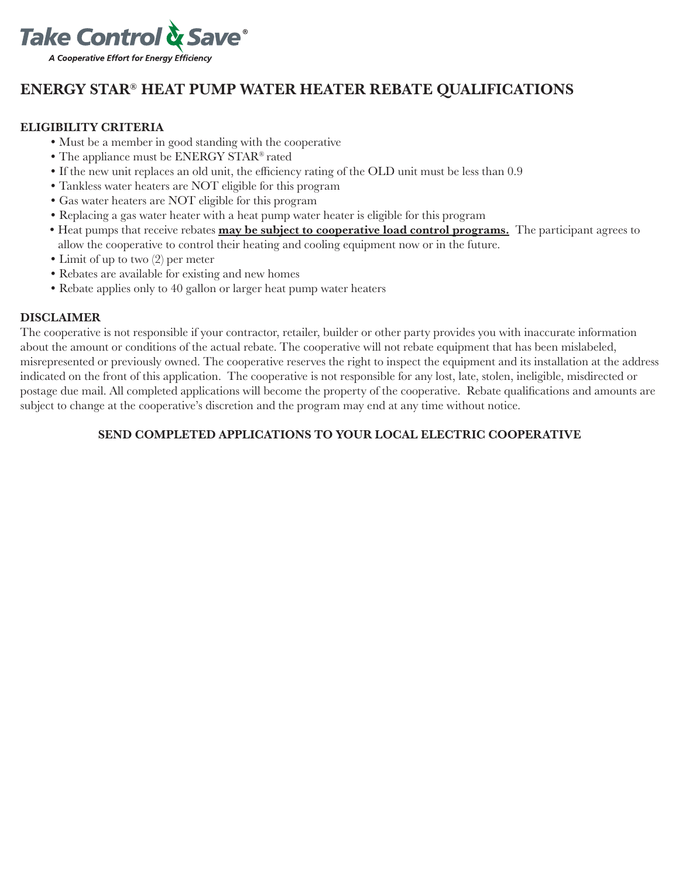**Take Control & Save®**
*A Cooperative Effort for Energy Efficiency*

# ENERGY STAR® HEAT PUMP WATER HEATER REBATE QUALIFICATIONS

## ELIGIBILITY CRITERIA

- Must be a member in good standing with the cooperative
- The appliance must be ENERGY STAR® rated
- If the new unit replaces an old unit, the efficiency rating of the OLD unit must be less than 0.9
- Tankless water heaters are NOT eligible for this program
- Gas water heaters are NOT eligible for this program
- Replacing a gas water heater with a heat pump water heater is eligible for this program
- Heat pumps that receive rebates **<u>may be subject to cooperative load control programs.</u>** The participant agrees to allow the cooperative to control their heating and cooling equipment now or in the future.
- Limit of up to two (2) per meter
- Rebates are available for existing and new homes
- Rebate applies only to 40 gallon or larger heat pump water heaters

## DISCLAIMER

The cooperative is not responsible if your contractor, retailer, builder or other party provides you with inaccurate information about the amount or conditions of the actual rebate. The cooperative will not rebate equipment that has been mislabeled, misrepresented or previously owned. The cooperative reserves the right to inspect the equipment and its installation at the address indicated on the front of this application. The cooperative is not responsible for any lost, late, stolen, ineligible, misdirected or postage due mail. All completed applications will become the property of the cooperative. Rebate qualifications and amounts are subject to change at the cooperative's discretion and the program may end at any time without notice.

**SEND COMPLETED APPLICATIONS TO YOUR LOCAL ELECTRIC COOPERATIVE**